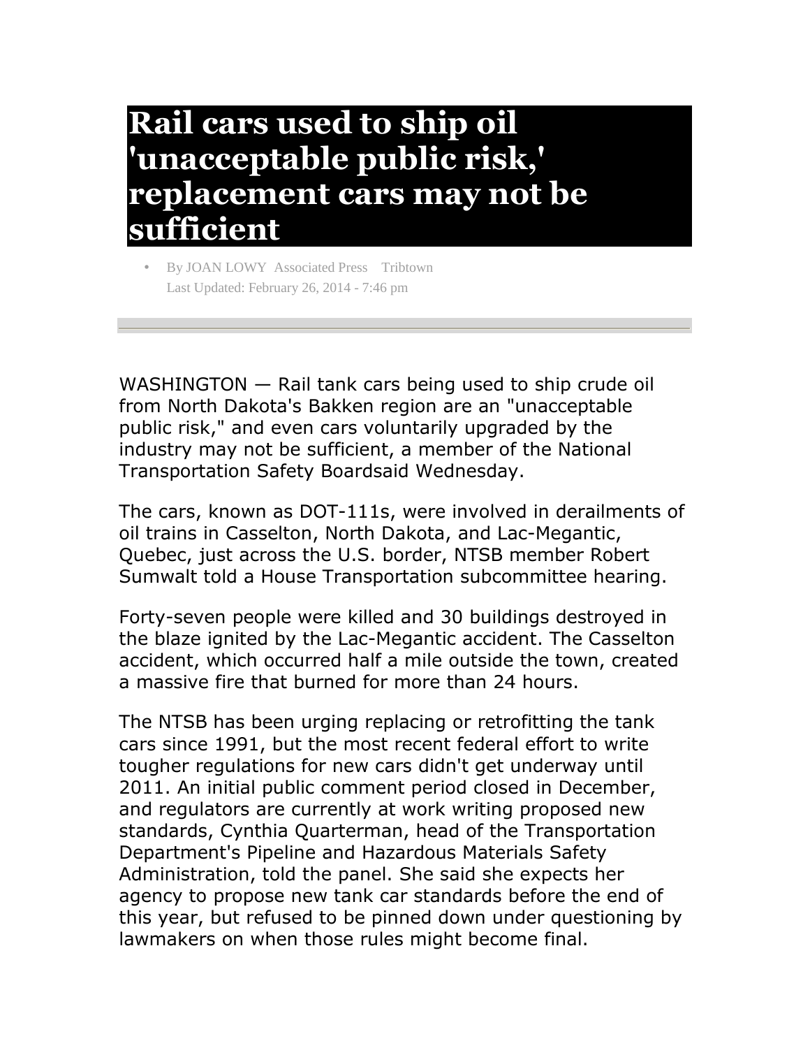# Rail cars used to ship oil 'unacceptable public risk,' replacement cars may not be sufficient

- By JOAN LOWY Associated Press Tribtown
  Last Updated: February 26, 2014 - 7:46 pm

---

WASHINGTON — Rail tank cars being used to ship crude oil from North Dakota's Bakken region are an "unacceptable public risk," and even cars voluntarily upgraded by the industry may not be sufficient, a member of the National Transportation Safety Boardsaid Wednesday.

The cars, known as DOT-111s, were involved in derailments of oil trains in Casselton, North Dakota, and Lac-Megantic, Quebec, just across the U.S. border, NTSB member Robert Sumwalt told a House Transportation subcommittee hearing.

Forty-seven people were killed and 30 buildings destroyed in the blaze ignited by the Lac-Megantic accident. The Casselton accident, which occurred half a mile outside the town, created a massive fire that burned for more than 24 hours.

The NTSB has been urging replacing or retrofitting the tank cars since 1991, but the most recent federal effort to write tougher regulations for new cars didn't get underway until 2011. An initial public comment period closed in December, and regulators are currently at work writing proposed new standards, Cynthia Quarterman, head of the Transportation Department's Pipeline and Hazardous Materials Safety Administration, told the panel. She said she expects her agency to propose new tank car standards before the end of this year, but refused to be pinned down under questioning by lawmakers on when those rules might become final.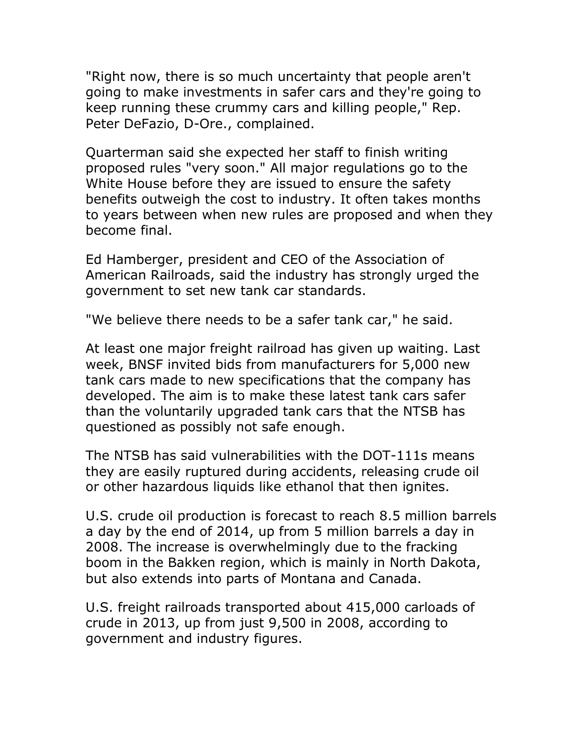"Right now, there is so much uncertainty that people aren't going to make investments in safer cars and they're going to keep running these crummy cars and killing people," Rep. Peter DeFazio, D-Ore., complained.

Quarterman said she expected her staff to finish writing proposed rules "very soon." All major regulations go to the White House before they are issued to ensure the safety benefits outweigh the cost to industry. It often takes months to years between when new rules are proposed and when they become final.

Ed Hamberger, president and CEO of the Association of American Railroads, said the industry has strongly urged the government to set new tank car standards.

"We believe there needs to be a safer tank car," he said.

At least one major freight railroad has given up waiting. Last week, BNSF invited bids from manufacturers for 5,000 new tank cars made to new specifications that the company has developed. The aim is to make these latest tank cars safer than the voluntarily upgraded tank cars that the NTSB has questioned as possibly not safe enough.

The NTSB has said vulnerabilities with the DOT-111s means they are easily ruptured during accidents, releasing crude oil or other hazardous liquids like ethanol that then ignites.

U.S. crude oil production is forecast to reach 8.5 million barrels a day by the end of 2014, up from 5 million barrels a day in 2008. The increase is overwhelmingly due to the fracking boom in the Bakken region, which is mainly in North Dakota, but also extends into parts of Montana and Canada.

U.S. freight railroads transported about 415,000 carloads of crude in 2013, up from just 9,500 in 2008, according to government and industry figures.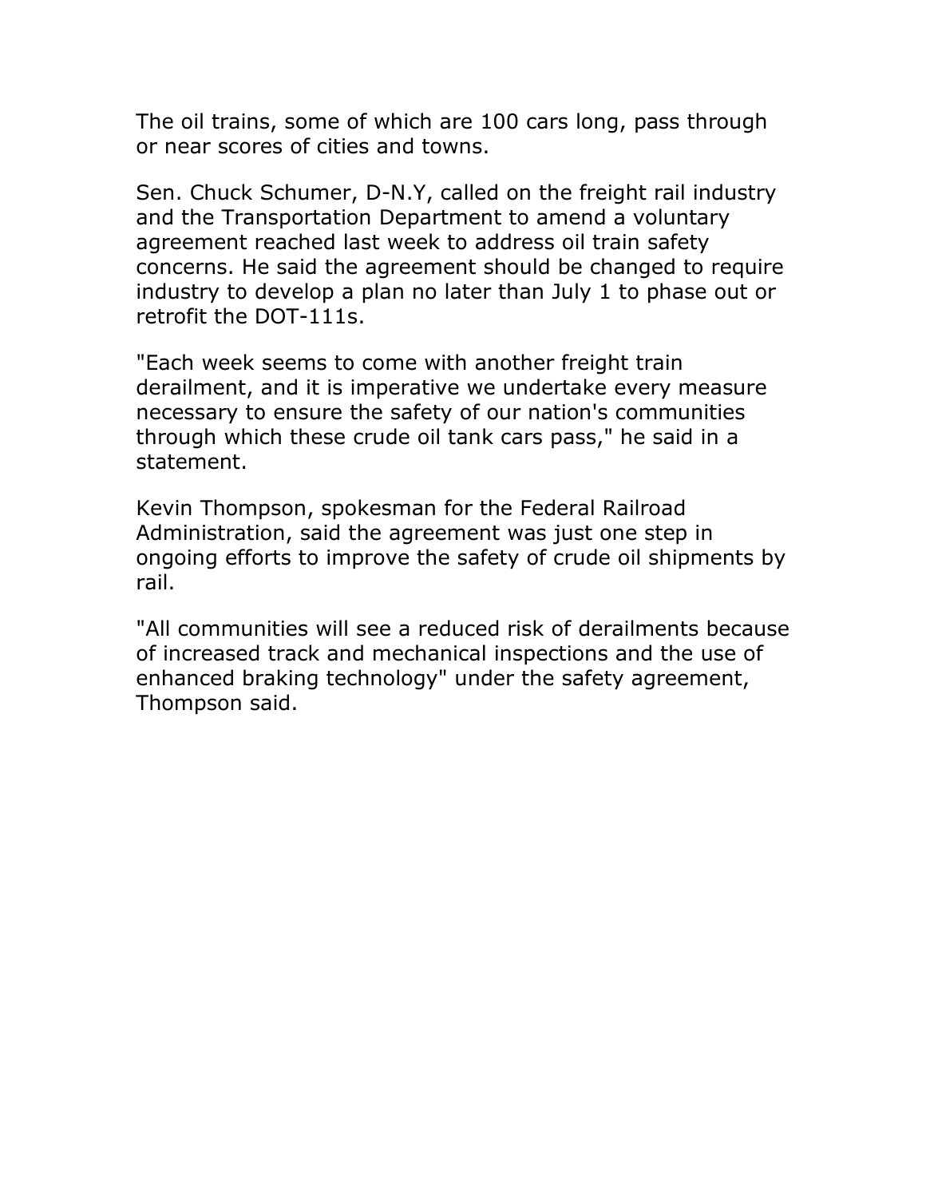The oil trains, some of which are 100 cars long, pass through or near scores of cities and towns.

Sen. Chuck Schumer, D-N.Y, called on the freight rail industry and the Transportation Department to amend a voluntary agreement reached last week to address oil train safety concerns. He said the agreement should be changed to require industry to develop a plan no later than July 1 to phase out or retrofit the DOT-111s.

"Each week seems to come with another freight train derailment, and it is imperative we undertake every measure necessary to ensure the safety of our nation's communities through which these crude oil tank cars pass," he said in a statement.

Kevin Thompson, spokesman for the Federal Railroad Administration, said the agreement was just one step in ongoing efforts to improve the safety of crude oil shipments by rail.

"All communities will see a reduced risk of derailments because of increased track and mechanical inspections and the use of enhanced braking technology" under the safety agreement, Thompson said.